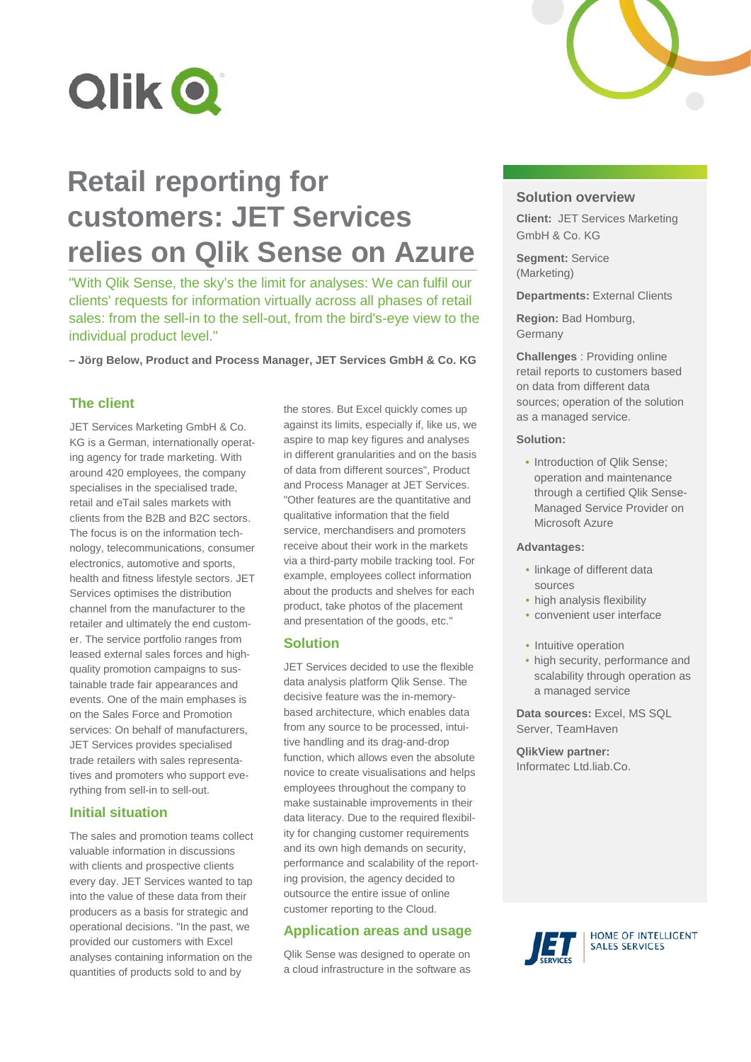# Retail reporting for customers: JET Services relies on Qlik Sense on Azure

"With Qlik Sense, the sky's the limit for analyses: We can fulfil our clients' requests for information virtually across all phases of retail sales: from the sell-in to the sell-out, from the bird's-eye view to the individual product level."

**– Jörg Below, Product and Process Manager, JET Services GmbH & Co. KG**

## The client

JET Services Marketing GmbH & Co. KG is a German, internationally operating agency for trade marketing. With around 420 employees, the company specialises in the specialised trade, retail and eTail sales markets with clients from the B2B and B2C sectors. The focus is on the information technology, telecommunications, consumer electronics, automotive and sports, health and fitness lifestyle sectors. JET Services optimises the distribution channel from the manufacturer to the retailer and ultimately the end customer. The service portfolio ranges from leased external sales forces and high-quality promotion campaigns to sustainable trade fair appearances and events. One of the main emphases is on the Sales Force and Promotion services: On behalf of manufacturers, JET Services provides specialised trade retailers with sales representatives and promoters who support everything from sell-in to sell-out.

## Initial situation

The sales and promotion teams collect valuable information in discussions with clients and prospective clients every day. JET Services wanted to tap into the value of these data from their producers as a basis for strategic and operational decisions. "In the past, we provided our customers with Excel analyses containing information on the quantities of products sold to and by the stores. But Excel quickly comes up against its limits, especially if, like us, we aspire to map key figures and analyses in different granularities and on the basis of data from different sources", Product and Process Manager at JET Services. "Other features are the quantitative and qualitative information that the field service, merchandisers and promoters receive about their work in the markets via a third-party mobile tracking tool. For example, employees collect information about the products and shelves for each product, take photos of the placement and presentation of the goods, etc."

## Solution

JET Services decided to use the flexible data analysis platform Qlik Sense. The decisive feature was the in-memory-based architecture, which enables data from any source to be processed, intuitive handling and its drag-and-drop function, which allows even the absolute novice to create visualisations and helps employees throughout the company to make sustainable improvements in their data literacy. Due to the required flexibility for changing customer requirements and its own high demands on security, performance and scalability of the reporting provision, the agency decided to outsource the entire issue of online customer reporting to the Cloud.

## Application areas and usage

Qlik Sense was designed to operate on a cloud infrastructure in the software as

## Solution overview

**Client:** JET Services Marketing GmbH & Co. KG

**Segment:** Service (Marketing)

**Departments:** External Clients

**Region:** Bad Homburg, Germany

**Challenges** : Providing online retail reports to customers based on data from different data sources; operation of the solution as a managed service.

**Solution:**

- Introduction of Qlik Sense; operation and maintenance through a certified Qlik Sense-Managed Service Provider on Microsoft Azure

**Advantages:**

- linkage of different data sources
- high analysis flexibility
- convenient user interface
- Intuitive operation
- high security, performance and scalability through operation as a managed service

**Data sources:** Excel, MS SQL Server, TeamHaven

**QlikView partner:** Informatec Ltd.liab.Co.

JET SERVICES – HOME OF INTELLIGENT SALES SERVICES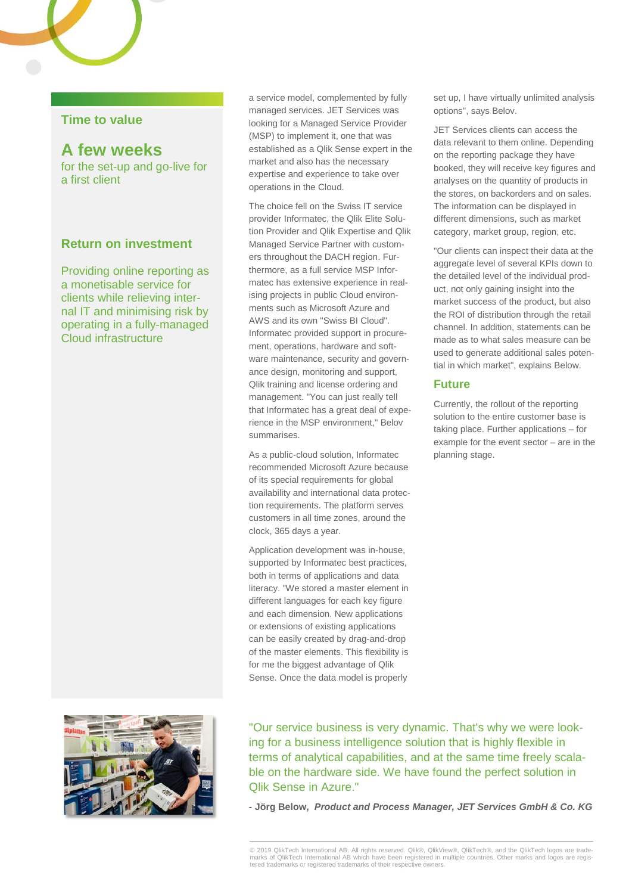## Time to value

**A few weeks**

for the set-up and go-live for a first client

## Return on investment

Providing online reporting as a monetisable service for clients while relieving internal IT and minimising risk by operating in a fully-managed Cloud infrastructure

a service model, complemented by fully managed services. JET Services was looking for a Managed Service Provider (MSP) to implement it, one that was established as a Qlik Sense expert in the market and also has the necessary expertise and experience to take over operations in the Cloud.

The choice fell on the Swiss IT service provider Informatec, the Qlik Elite Solution Provider and Qlik Expertise and Qlik Managed Service Partner with customers throughout the DACH region. Furthermore, as a full service MSP Informatec has extensive experience in realising projects in public Cloud environments such as Microsoft Azure and AWS and its own "Swiss BI Cloud". Informatec provided support in procurement, operations, hardware and software maintenance, security and governance design, monitoring and support, Qlik training and license ordering and management. "You can just really tell that Informatec has a great deal of experience in the MSP environment," Belov summarises.

As a public-cloud solution, Informatec recommended Microsoft Azure because of its special requirements for global availability and international data protection requirements. The platform serves customers in all time zones, around the clock, 365 days a year.

Application development was in-house, supported by Informatec best practices, both in terms of applications and data literacy. "We stored a master element in different languages for each key figure and each dimension. New applications or extensions of existing applications can be easily created by drag-and-drop of the master elements. This flexibility is for me the biggest advantage of Qlik Sense. Once the data model is properly set up, I have virtually unlimited analysis options", says Belov.

JET Services clients can access the data relevant to them online. Depending on the reporting package they have booked, they will receive key figures and analyses on the quantity of products in the stores, on backorders and on sales. The information can be displayed in different dimensions, such as market category, market group, region, etc.

"Our clients can inspect their data at the aggregate level of several KPIs down to the detailed level of the individual product, not only gaining insight into the market success of the product, but also the ROI of distribution through the retail channel. In addition, statements can be made as to what sales measure can be used to generate additional sales potential in which market", explains Below.

## Future

Currently, the rollout of the reporting solution to the entire customer base is taking place. Further applications – for example for the event sector – are in the planning stage.

"Our service business is very dynamic. That's why we were looking for a business intelligence solution that is highly flexible in terms of analytical capabilities, and at the same time freely scalable on the hardware side. We have found the perfect solution in Qlik Sense in Azure."

**- Jörg Below,** ***Product and Process Manager, JET Services GmbH & Co. KG***

© 2019 QlikTech International AB. All rights reserved. Qlik®, QlikView®, QlikTech®, and the QlikTech logos are trademarks of QlikTech International AB which have been registered in multiple countries. Other marks and logos are registered trademarks or registered trademarks of their respective owners.